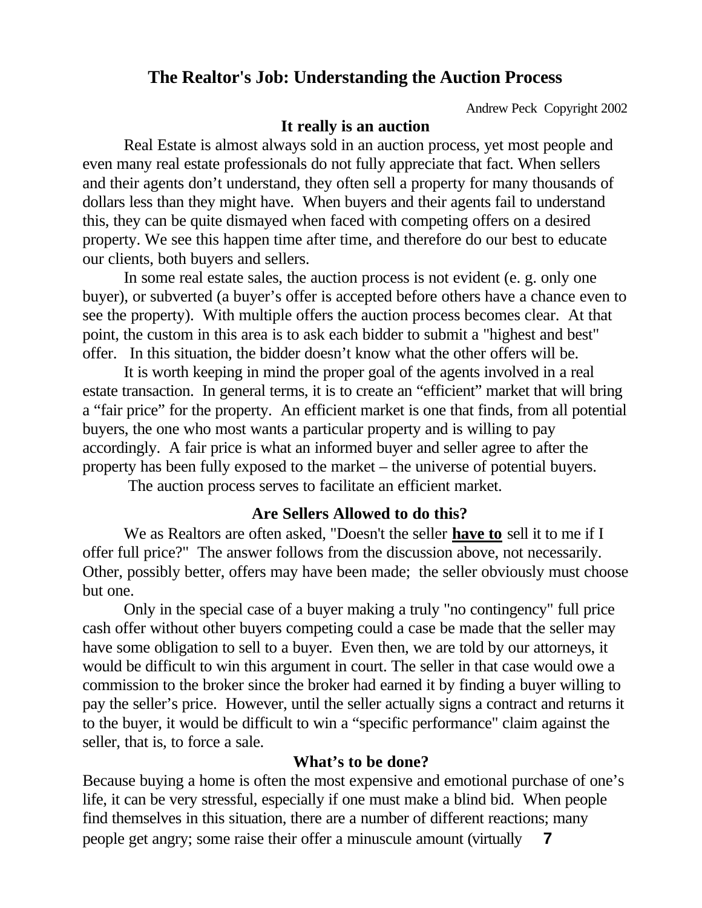# The Realtor's Job: Understanding the Auction Process

Andrew Peck Copyright 2002

## It really is an auction

Real Estate is almost always sold in an auction process, yet most people and even many real estate professionals do not fully appreciate that fact. When sellers and their agents don't understand, they often sell a property for many thousands of dollars less than they might have. When buyers and their agents fail to understand this, they can be quite dismayed when faced with competing offers on a desired property. We see this happen time after time, and therefore do our best to educate our clients, both buyers and sellers.

In some real estate sales, the auction process is not evident (e. g. only one buyer), or subverted (a buyer's offer is accepted before others have a chance even to see the property). With multiple offers the auction process becomes clear. At that point, the custom in this area is to ask each bidder to submit a "highest and best" offer. In this situation, the bidder doesn't know what the other offers will be.

It is worth keeping in mind the proper goal of the agents involved in a real estate transaction. In general terms, it is to create an "efficient" market that will bring a "fair price" for the property. An efficient market is one that finds, from all potential buyers, the one who most wants a particular property and is willing to pay accordingly. A fair price is what an informed buyer and seller agree to after the property has been fully exposed to the market – the universe of potential buyers.

The auction process serves to facilitate an efficient market.

## Are Sellers Allowed to do this?

We as Realtors are often asked, "Doesn't the seller **have to** sell it to me if I offer full price?" The answer follows from the discussion above, not necessarily. Other, possibly better, offers may have been made; the seller obviously must choose but one.

Only in the special case of a buyer making a truly "no contingency" full price cash offer without other buyers competing could a case be made that the seller may have some obligation to sell to a buyer. Even then, we are told by our attorneys, it would be difficult to win this argument in court. The seller in that case would owe a commission to the broker since the broker had earned it by finding a buyer willing to pay the seller's price. However, until the seller actually signs a contract and returns it to the buyer, it would be difficult to win a "specific performance" claim against the seller, that is, to force a sale.

## What's to be done?

Because buying a home is often the most expensive and emotional purchase of one's life, it can be very stressful, especially if one must make a blind bid. When people find themselves in this situation, there are a number of different reactions; many people get angry; some raise their offer a minuscule amount (virtually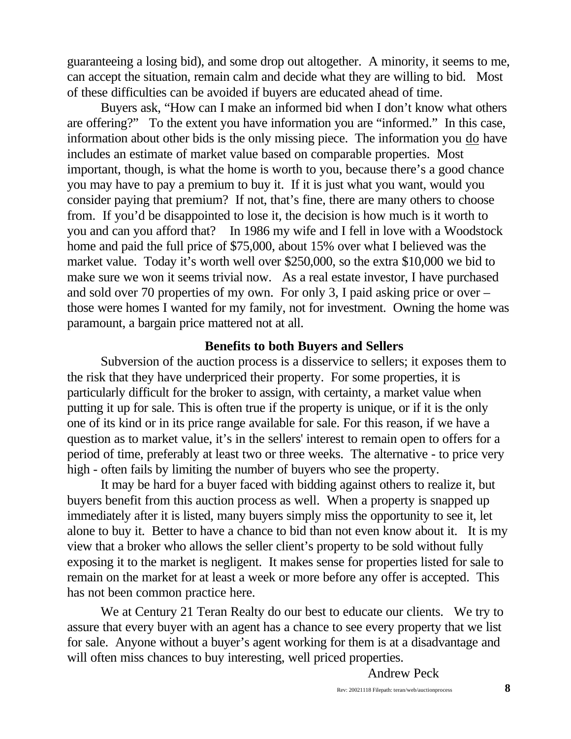guaranteeing a losing bid), and some drop out altogether. A minority, it seems to me, can accept the situation, remain calm and decide what they are willing to bid. Most of these difficulties can be avoided if buyers are educated ahead of time.

Buyers ask, "How can I make an informed bid when I don't know what others are offering?" To the extent you have information you are "informed." In this case, information about other bids is the only missing piece. The information you do have includes an estimate of market value based on comparable properties. Most important, though, is what the home is worth to you, because there's a good chance you may have to pay a premium to buy it. If it is just what you want, would you consider paying that premium? If not, that's fine, there are many others to choose from. If you'd be disappointed to lose it, the decision is how much is it worth to you and can you afford that? In 1986 my wife and I fell in love with a Woodstock home and paid the full price of $75,000, about 15% over what I believed was the market value. Today it's worth well over $250,000, so the extra $10,000 we bid to make sure we won it seems trivial now. As a real estate investor, I have purchased and sold over 70 properties of my own. For only 3, I paid asking price or over – those were homes I wanted for my family, not for investment. Owning the home was paramount, a bargain price mattered not at all.

### Benefits to both Buyers and Sellers

Subversion of the auction process is a disservice to sellers; it exposes them to the risk that they have underpriced their property. For some properties, it is particularly difficult for the broker to assign, with certainty, a market value when putting it up for sale. This is often true if the property is unique, or if it is the only one of its kind or in its price range available for sale. For this reason, if we have a question as to market value, it's in the sellers' interest to remain open to offers for a period of time, preferably at least two or three weeks. The alternative - to price very high - often fails by limiting the number of buyers who see the property.

It may be hard for a buyer faced with bidding against others to realize it, but buyers benefit from this auction process as well. When a property is snapped up immediately after it is listed, many buyers simply miss the opportunity to see it, let alone to buy it. Better to have a chance to bid than not even know about it. It is my view that a broker who allows the seller client's property to be sold without fully exposing it to the market is negligent. It makes sense for properties listed for sale to remain on the market for at least a week or more before any offer is accepted. This has not been common practice here.

We at Century 21 Teran Realty do our best to educate our clients. We try to assure that every buyer with an agent has a chance to see every property that we list for sale. Anyone without a buyer's agent working for them is at a disadvantage and will often miss chances to buy interesting, well priced properties.

Andrew Peck

Rev: 20021118 Filepath: teran/web/auctionprocess